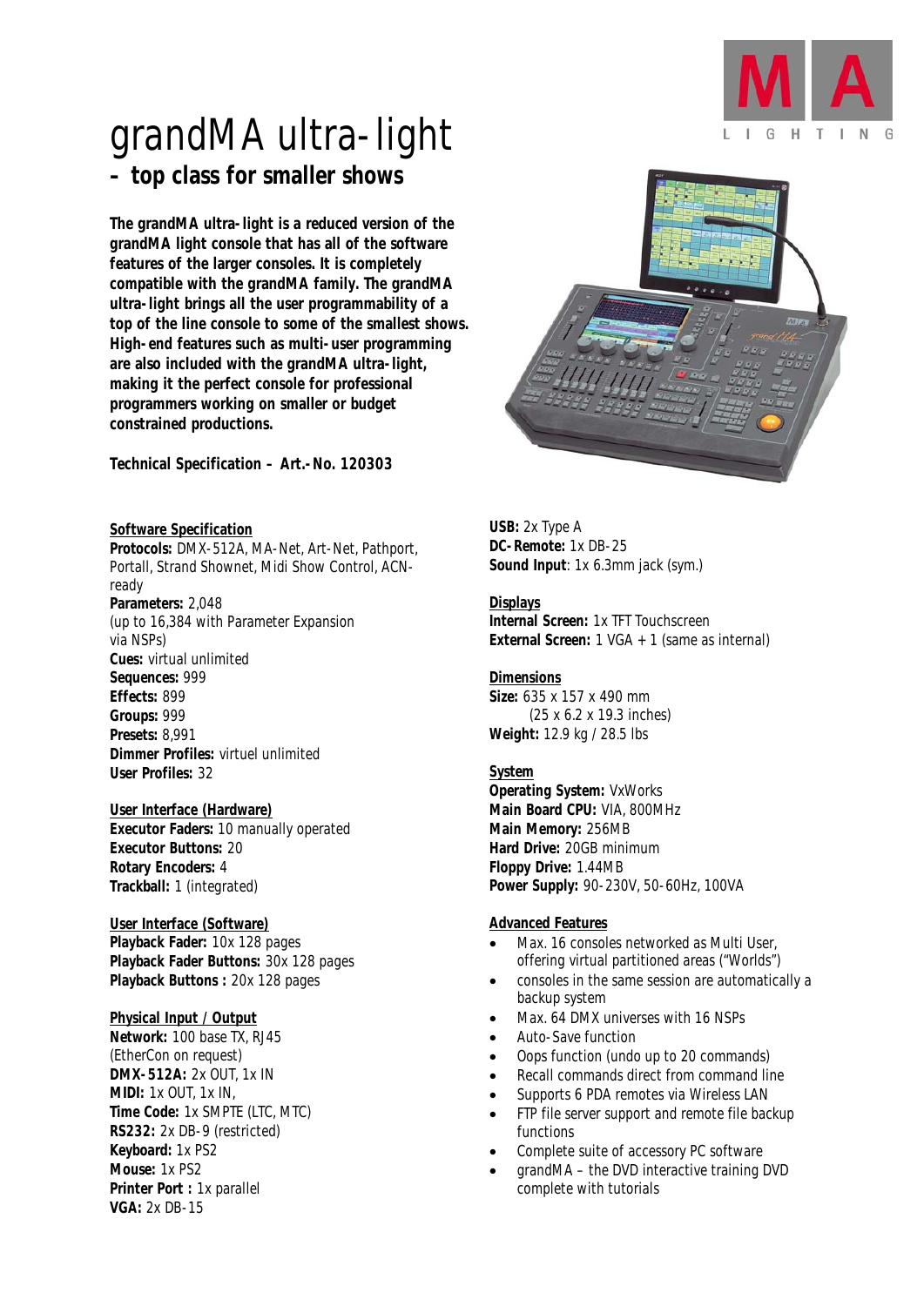# grandMA ultra-light

## – top class for smaller shows

**The grandMA ultra-light is a reduced version of the grandMA light console that has all of the software features of the larger consoles. It is completely compatible with the grandMA family. The grandMA ultra-light brings all the user programmability of a top of the line console to some of the smallest shows. High-end features such as multi-user programming are also included with the grandMA ultra-light, making it the perfect console for professional programmers working on smaller or budget constrained productions.**

**Technical Specification – Art.-No. 120303**

**Software Specification**

**Protocols:** DMX-512A, MA-Net, Art-Net, Pathport, Portall, Strand Shownet, Midi Show Control, ACN-ready
**Parameters:** 2,048
(up to 16,384 with Parameter Expansion via NSPs)
**Cues:** virtual unlimited
**Sequences:** 999
**Effects:** 899
**Groups:** 999
**Presets:** 8,991
**Dimmer Profiles:** virtuel unlimited
**User Profiles:** 32

**User Interface (Hardware)**

**Executor Faders:** 10 manually operated
**Executor Buttons:** 20
**Rotary Encoders:** 4
**Trackball:** 1 (integrated)

**User Interface (Software)**

**Playback Fader:** 10x 128 pages
**Playback Fader Buttons:** 30x 128 pages
**Playback Buttons :** 20x 128 pages

**Physical Input / Output**

**Network:** 100 base TX, RJ45
(EtherCon on request)
**DMX-512A:** 2x OUT, 1x IN
**MIDI:** 1x OUT, 1x IN,
**Time Code:** 1x SMPTE (LTC, MTC)
**RS232:** 2x DB-9 (restricted)
**Keyboard:** 1x PS2
**Mouse:** 1x PS2
**Printer Port :** 1x parallel
**VGA:** 2x DB-15
**USB:** 2x Type A
**DC-Remote:** 1x DB-25
**Sound Input**: 1x 6.3mm jack (sym.)

**Displays**

**Internal Screen:** 1x TFT Touchscreen
**External Screen:** 1 VGA + 1 (same as internal)

**Dimensions**

**Size:** 635 x 157 x 490 mm
(25 x 6.2 x 19.3 inches)
**Weight:** 12.9 kg / 28.5 lbs

**System**

**Operating System:** VxWorks
**Main Board CPU:** VIA, 800MHz
**Main Memory:** 256MB
**Hard Drive:** 20GB minimum
**Floppy Drive:** 1.44MB
**Power Supply:** 90-230V, 50-60Hz, 100VA

**Advanced Features**

- Max. 16 consoles networked as Multi User, offering virtual partitioned areas ("Worlds")
- consoles in the same session are automatically a backup system
- Max. 64 DMX universes with 16 NSPs
- Auto-Save function
- Oops function (undo up to 20 commands)
- Recall commands direct from command line
- Supports 6 PDA remotes via Wireless LAN
- FTP file server support and remote file backup functions
- Complete suite of accessory PC software
- grandMA – the DVD interactive training DVD complete with tutorials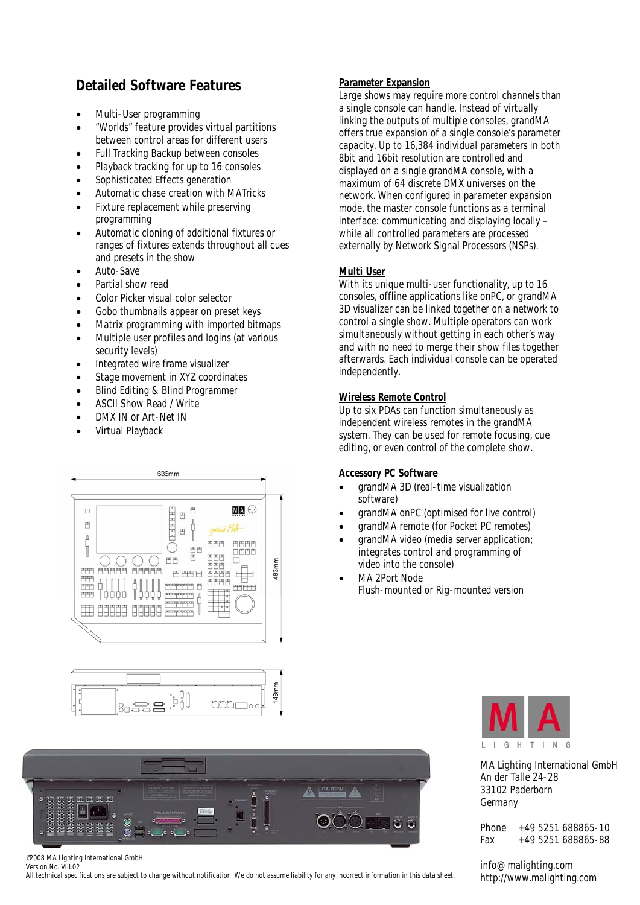## Detailed Software Features

- Multi-User programming
- "Worlds" feature provides virtual partitions between control areas for different users
- Full Tracking Backup between consoles
- Playback tracking for up to 16 consoles
- Sophisticated Effects generation
- Automatic chase creation with MATricks
- Fixture replacement while preserving programming
- Automatic cloning of additional fixtures or ranges of fixtures extends throughout all cues and presets in the show
- Auto-Save
- Partial show read
- Color Picker visual color selector
- Gobo thumbnails appear on preset keys
- Matrix programming with imported bitmaps
- Multiple user profiles and logins (at various security levels)
- Integrated wire frame visualizer
- Stage movement in XYZ coordinates
- Blind Editing & Blind Programmer
- ASCII Show Read / Write
- DMX IN or Art-Net IN
- Virtual Playback

636mm

483mm

148mm

**Parameter Expansion**

Large shows may require more control channels than a single console can handle. Instead of virtually linking the outputs of multiple consoles, grandMA offers true expansion of a single console's parameter capacity. Up to 16,384 individual parameters in both 8bit and 16bit resolution are controlled and displayed on a single grandMA console, with a maximum of 64 discrete DMX universes on the network. When configured in parameter expansion mode, the master console functions as a terminal interface: communicating and displaying locally – while all controlled parameters are processed externally by Network Signal Processors (NSPs).

**Multi User**

With its unique multi-user functionality, up to 16 consoles, offline applications like onPC, or grandMA 3D visualizer can be linked together on a network to control a single show. Multiple operators can work simultaneously without getting in each other's way and with no need to merge their show files together afterwards. Each individual console can be operated independently.

**Wireless Remote Control**

Up to six PDAs can function simultaneously as independent wireless remotes in the grandMA system. They can be used for remote focusing, cue editing, or even control of the complete show.

**Accessory PC Software**

- grandMA 3D (real-time visualization software)
- grandMA onPC (optimised for live control)
- grandMA remote (for Pocket PC remotes)
- grandMA video (media server application; integrates control and programming of video into the console)
- MA 2Port Node
  Flush-mounted or Rig-mounted version

MA Lighting International GmbH
An der Talle 24-28
33102 Paderborn
Germany

Phone +49 5251 688865-10
Fax +49 5251 688865-88

info@malighting.com
http://www.malighting.com

©2008 MA Lighting International GmbH
Version No. VIII.02
All technical specifications are subject to change without notification. We do not assume liability for any incorrect information in this data sheet.